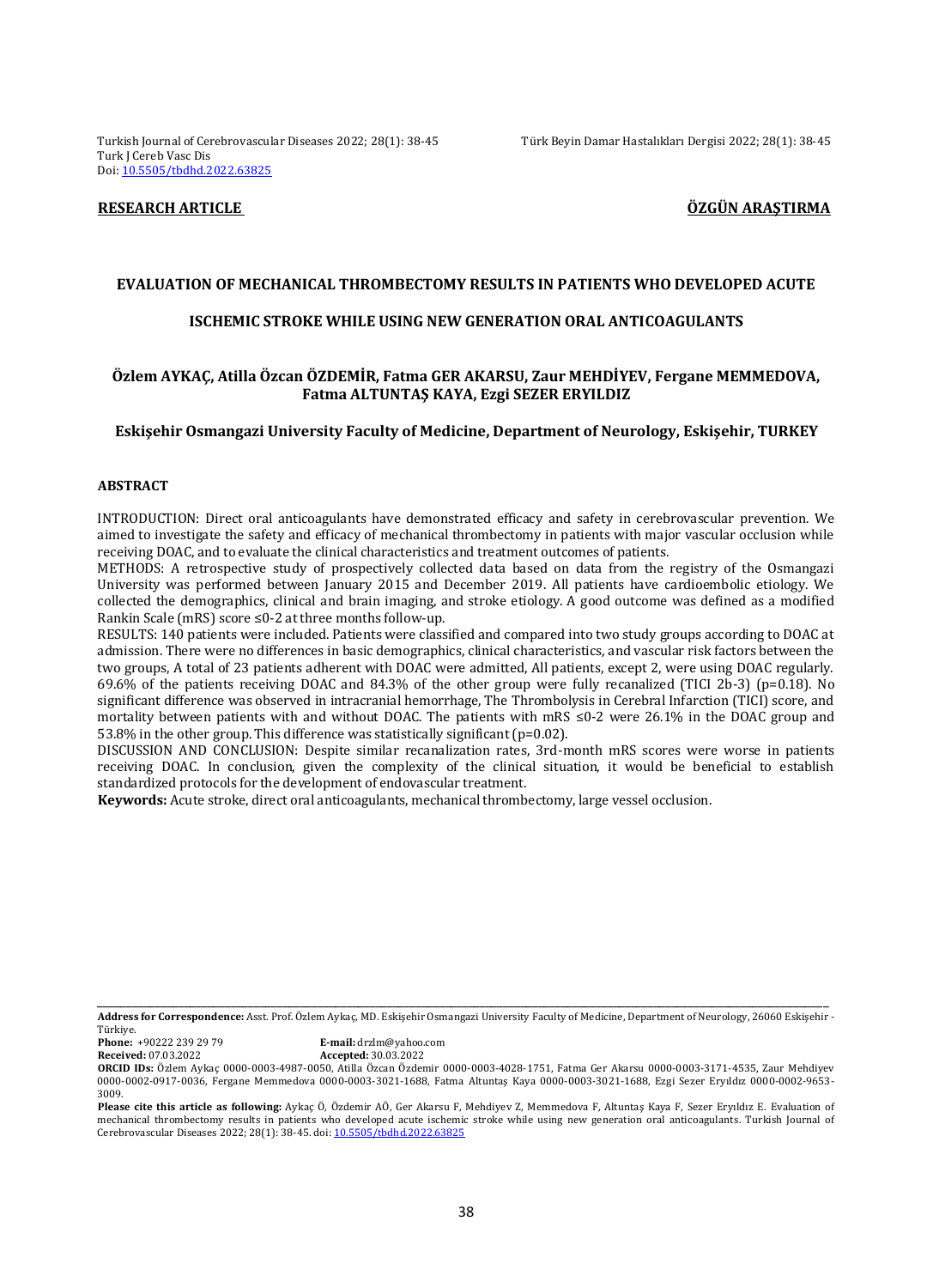**RESEARCH ARTICLE**

**ÖZGÜN ARAŞTIRMA**

# EVALUATION OF MECHANICAL THROMBECTOMY RESULTS IN PATIENTS WHO DEVELOPED ACUTE ISCHEMIC STROKE WHILE USING NEW GENERATION ORAL ANTICOAGULANTS

**Özlem AYKAÇ, Atilla Özcan ÖZDEMİR, Fatma GER AKARSU, Zaur MEHDİYEV, Fergane MEMMEDOVA, Fatma ALTUNTAŞ KAYA, Ezgi SEZER ERYILDIZ**

**Eskişehir Osmangazi University Faculty of Medicine, Department of Neurology, Eskişehir, TURKEY**

## ABSTRACT

INTRODUCTION: Direct oral anticoagulants have demonstrated efficacy and safety in cerebrovascular prevention. We aimed to investigate the safety and efficacy of mechanical thrombectomy in patients with major vascular occlusion while receiving DOAC, and to evaluate the clinical characteristics and treatment outcomes of patients.

METHODS: A retrospective study of prospectively collected data based on data from the registry of the Osmangazi University was performed between January 2015 and December 2019. All patients have cardioembolic etiology. We collected the demographics, clinical and brain imaging, and stroke etiology. A good outcome was defined as a modified Rankin Scale (mRS) score ≤0-2 at three months follow-up.

RESULTS: 140 patients were included. Patients were classified and compared into two study groups according to DOAC at admission. There were no differences in basic demographics, clinical characteristics, and vascular risk factors between the two groups, A total of 23 patients adherent with DOAC were admitted, All patients, except 2, were using DOAC regularly. 69.6% of the patients receiving DOAC and 84.3% of the other group were fully recanalized (TICI 2b-3) (p=0.18). No significant difference was observed in intracranial hemorrhage, The Thrombolysis in Cerebral Infarction (TICI) score, and mortality between patients with and without DOAC. The patients with mRS ≤0-2 were 26.1% in the DOAC group and 53.8% in the other group. This difference was statistically significant (p=0.02).

DISCUSSION AND CONCLUSION: Despite similar reanalization rates, 3rd-month mRS scores were worse in patients receiving DOAC. In conclusion, given the complexity of the clinical situation, it would be beneficial to establish standardized protocols for the development of endovascular treatment.

**Keywords:** Acute stroke, direct oral anticoagulants, mechanical thrombectomy, large vessel occlusion.

---

**Address for Correspondence:** Asst. Prof. Özlem Aykaç, MD. Eskişehir Osmangazi University Faculty of Medicine, Department of Neurology, 26060 Eskişehir - Türkiye.

**Phone:** +90222 239 29 79 **E-mail:** drzlm@yahoo.com

**Received:** 07.03.2022 **Accepted:** 30.03.2022

**ORCID IDs:** Özlem Aykaç 0000-0003-4987-0050, Atilla Özcan Özdemir 0000-0003-4028-1751, Fatma Ger Akarsu 0000-0003-3171-4535, Zaur Mehdiyev 0000-0002-0917-0036, Fergane Memmedova 0000-0003-3021-1688, Fatma Altuntaş Kaya 0000-0003-3021-1688, Ezgi Sezer Eryıldız 0000-0002-9653-3009.

**Please cite this article as following:** Aykaç Ö, Özdemir AÖ, Ger Akarsu F, Mehdiyev Z, Memmedova F, Altuntaş Kaya F, Sezer Eryıldız E. Evaluation of mechanical thrombectomy results in patients who developed acute ischemic stroke while using new generation oral anticoagulants. Turkish Journal of Cerebrovascular Diseases 2022; 28(1): 38-45. doi: 10.5505/tbdhd.2022.63825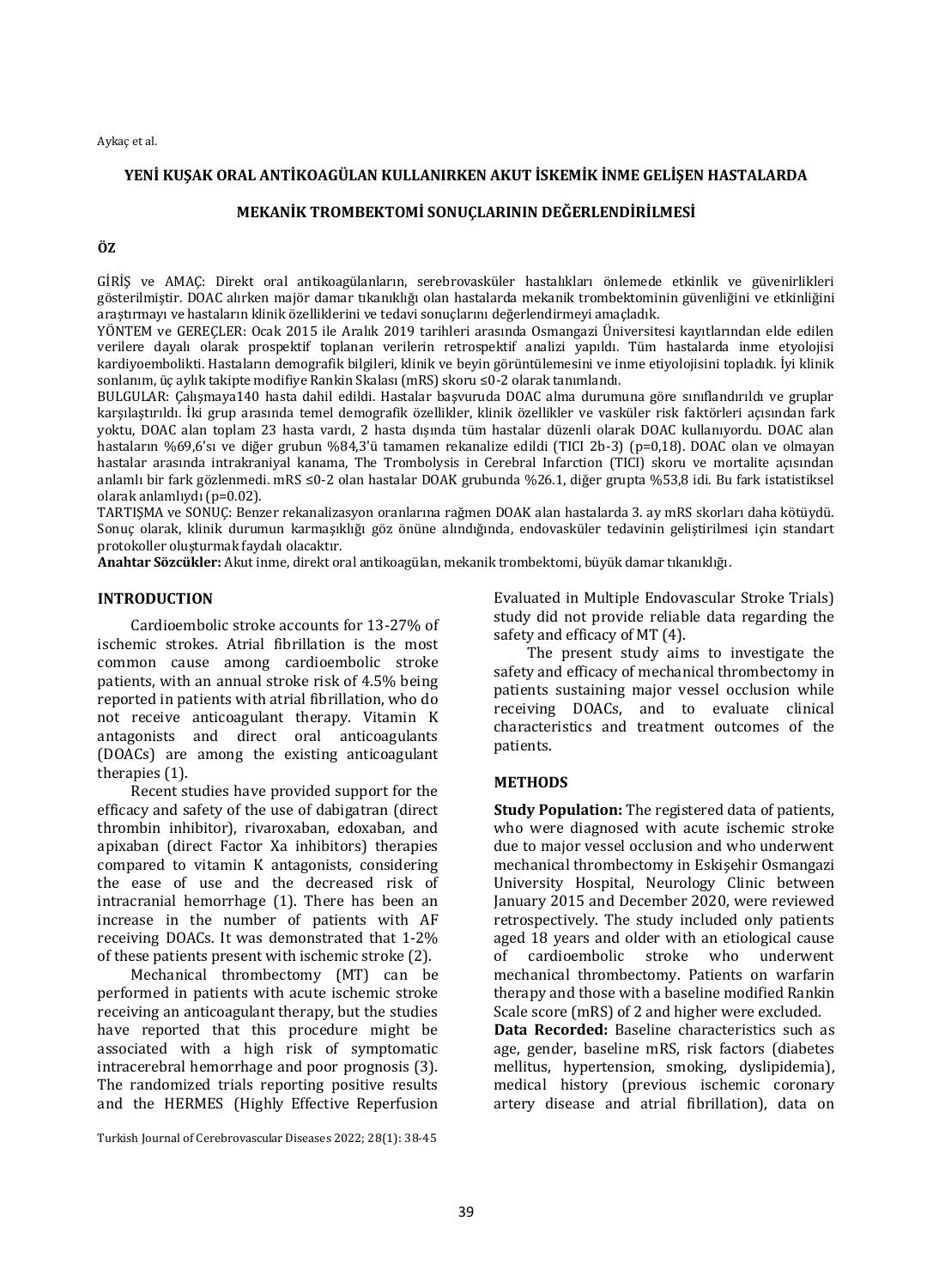**YENİ KUŞAK ORAL ANTİKOAGÜLAN KULLANIRKEN AKUT İSKEMİK İNME GELİŞEN HASTALARDA MEKANİK TROMBEKTOMİ SONUÇLARININ DEĞERLENDİRİLMESİ**

**ÖZ**

GİRİŞ ve AMAÇ: Direkt oral antikoagülanların, serebrovasküler hastalıkları önlemede etkinlik ve güvenirlikleri gösterilmiştir. DOAC alırken majör damar tıkanıklığı olan hastalarda mekanik trombektominin güvenliğini ve etkinliğini araştırmayı ve hastaların klinik özelliklerini ve tedavi sonuçlarını değerlendirmeyi amaçladık.

YÖNTEM ve GEREÇLER: Ocak 2015 ile Aralık 2019 tarihleri arasında Osmangazi Üniversitesi kayıtlarından elde edilen verilere dayalı olarak prospektif toplanan verilerin retrospektif analizi yapıldı. Tüm hastalarda inme etyolojisi kardiyoembolikti. Hastaların demografik bilgileri, klinik ve beyin görüntülemesini ve inme etiyolojisini topladık. İyi klinik sonlanım, üç aylık takipte modifiye Rankin Skalası (mRS) skoru ≤0-2 olarak tanımlandı.

BULGULAR: Çalışmaya140 hasta dahil edildi. Hastalar başvuruda DOAC alma durumuna göre sınıflandırıldı ve gruplar karşılaştırıldı. İki grup arasında temel demografik özellikler, klinik özellikler ve vasküler risk faktörleri açısından fark yoktu, DOAC alan toplam 23 hasta vardı, 2 hasta dışında tüm hastalar düzenli olarak DOAC kullanıyordu. DOAC alan hastaların %69,6'sı ve diğer grubun %84,3'ü tamamen rekanalize edildi (TICI 2b-3) (p=0,18). DOAC olan ve olmayan hastalar arasında intrakraniyal kanama, The Trombolysis in Cerebral Infarction (TICI) skoru ve mortalite açısından anlamlı bir fark gözlenmedi. mRS ≤0-2 olan hastalar DOAK grubunda %26.1, diğer grupta %53,8 idi. Bu fark istatistiksel olarak anlamlıydı (p=0.02).

TARTIŞMA ve SONUÇ: Benzer rekanalizasyon oranlarına rağmen DOAK alan hastalarda 3. ay mRS skorları daha kötüydü. Sonuç olarak, klinik durumun karmaşıklığı göz önüne alındığında, endovasküler tedavinin geliştirilmesi için standart protokoller oluşturmak faydalı olacaktır.

**Anahtar Sözcükler:** Akut inme, direkt oral antikoagülan, mekanik trombektomi, büyük damar tıkanıklığı.

## INTRODUCTION

Cardioembolic stroke accounts for 13-27% of ischemic strokes. Atrial fibrillation is the most common cause among cardioembolic stroke patients, with an annual stroke risk of 4.5% being reported in patients with atrial fibrillation, who do not receive anticoagulant therapy. Vitamin K antagonists and direct oral anticoagulants (DOACs) are among the existing anticoagulant therapies (1).

Recent studies have provided support for the efficacy and safety of the use of dabigatran (direct thrombin inhibitor), rivaroxaban, edoxaban, and apixaban (direct Factor Xa inhibitors) therapies compared to vitamin K antagonists, considering the ease of use and the decreased risk of intracranial hemorrhage (1). There has been an increase in the number of patients with AF receiving DOACs. It was demonstrated that 1-2% of these patients present with ischemic stroke (2).

Mechanical thrombectomy (MT) can be performed in patients with acute ischemic stroke receiving an anticoagulant therapy, but the studies have reported that this procedure might be associated with a high risk of symptomatic intracerebral hemorrhage and poor prognosis (3). The randomized trials reporting positive results and the HERMES (Highly Effective Reperfusion Evaluated in Multiple Endovascular Stroke Trials) study did not provide reliable data regarding the safety and efficacy of MT (4).

The present study aims to investigate the safety and efficacy of mechanical thrombectomy in patients sustaining major vessel occlusion while receiving DOACs, and to evaluate clinical characteristics and treatment outcomes of the patients.

## METHODS

**Study Population:** The registered data of patients, who were diagnosed with acute ischemic stroke due to major vessel occlusion and who underwent mechanical thrombectomy in Eskişehir Osmangazi University Hospital, Neurology Clinic between January 2015 and December 2020, were reviewed retrospectively. The study included only patients aged 18 years and older with an etiological cause of cardioembolic stroke who underwent mechanical thrombectomy. Patients on warfarin therapy and those with a baseline modified Rankin Scale score (mRS) of 2 and higher were excluded.

**Data Recorded:** Baseline characteristics such as age, gender, baseline mRS, risk factors (diabetes mellitus, hypertension, smoking, dyslipidemia), medical history (previous ischemic coronary artery disease and atrial fibrillation), data on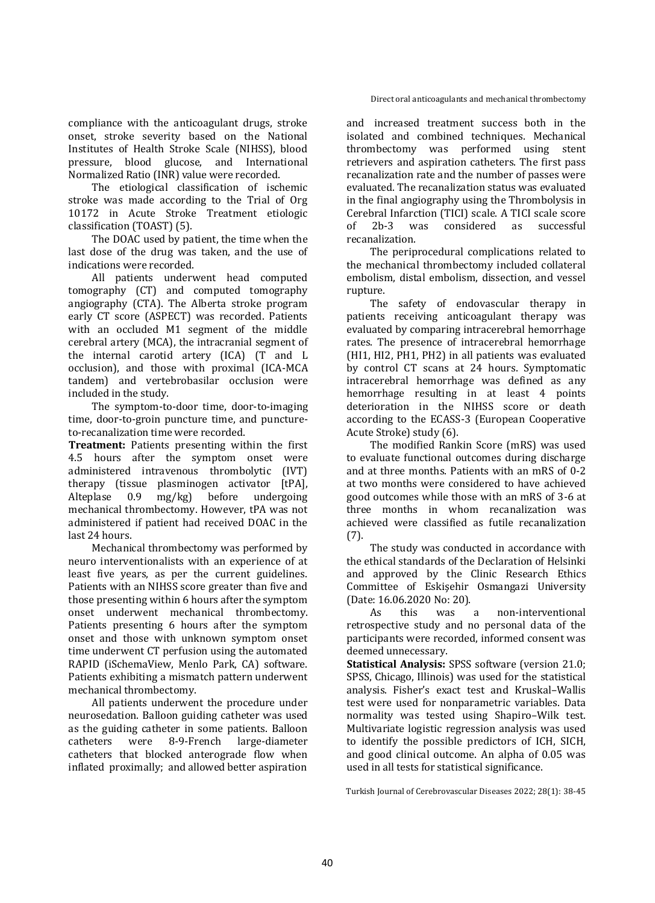compliance with the anticoagulant drugs, stroke onset, stroke severity based on the National Institutes of Health Stroke Scale (NIHSS), blood pressure, blood glucose, and International Normalized Ratio (INR) value were recorded.

The etiological classification of ischemic stroke was made according to the Trial of Org 10172 in Acute Stroke Treatment etiologic classification (TOAST) (5).

The DOAC used by patient, the time when the last dose of the drug was taken, and the use of indications were recorded.

All patients underwent head computed tomography (CT) and computed tomography angiography (CTA). The Alberta stroke program early CT score (ASPECT) was recorded. Patients with an occluded M1 segment of the middle cerebral artery (MCA), the intracranial segment of the internal carotid artery (ICA) (T and L occlusion), and those with proximal (ICA-MCA tandem) and vertebrobasilar occlusion were included in the study.

The symptom-to-door time, door-to-imaging time, door-to-groin puncture time, and puncture-to-recanalization time were recorded.

**Treatment:** Patients presenting within the first 4.5 hours after the symptom onset were administered intravenous thrombolytic (IVT) therapy (tissue plasminogen activator [tPA], Alteplase 0.9 mg/kg) before undergoing mechanical thrombectomy. However, tPA was not administered if patient had received DOAC in the last 24 hours.

Mechanical thrombectomy was performed by neuro interventionalists with an experience of at least five years, as per the current guidelines. Patients with an NIHSS score greater than five and those presenting within 6 hours after the symptom onset underwent mechanical thrombectomy. Patients presenting 6 hours after the symptom onset and those with unknown symptom onset time underwent CT perfusion using the automated RAPID (iSchemaView, Menlo Park, CA) software. Patients exhibiting a mismatch pattern underwent mechanical thrombectomy.

All patients underwent the procedure under neurosedation. Balloon guiding catheter was used as the guiding catheter in some patients. Balloon catheters were 8-9-French large-diameter catheters that blocked anterograde flow when inflated proximally; and allowed better aspiration and increased treatment success both in the isolated and combined techniques. Mechanical thrombectomy was performed using stent retrievers and aspiration catheters. The first pass recanalization rate and the number of passes were evaluated. The recanalization status was evaluated in the final angiography using the Thrombolysis in Cerebral Infarction (TICI) scale. A TICI scale score of 2b-3 was considered as successful recanalization.

The periprocedural complications related to the mechanical thrombectomy included collateral embolism, distal embolism, dissection, and vessel rupture.

The safety of endovascular therapy in patients receiving anticoagulant therapy was evaluated by comparing intracerebral hemorrhage rates. The presence of intracerebral hemorrhage (HI1, HI2, PH1, PH2) in all patients was evaluated by control CT scans at 24 hours. Symptomatic intracerebral hemorrhage was defined as any hemorrhage resulting in at least 4 points deterioration in the NIHSS score or death according to the ECASS-3 (European Cooperative Acute Stroke) study (6).

The modified Rankin Score (mRS) was used to evaluate functional outcomes during discharge and at three months. Patients with an mRS of 0-2 at two months were considered to have achieved good outcomes while those with an mRS of 3-6 at three months in whom recanalization was achieved were classified as futile recanalization (7).

The study was conducted in accordance with the ethical standards of the Declaration of Helsinki and approved by the Clinic Research Ethics Committee of Eskişehir Osmangazi University (Date: 16.06.2020 No: 20).

As this was a non-interventional retrospective study and no personal data of the participants were recorded, informed consent was deemed unnecessary.

**Statistical Analysis:** SPSS software (version 21.0; SPSS, Chicago, Illinois) was used for the statistical analysis. Fisher's exact test and Kruskal–Wallis test were used for nonparametric variables. Data normality was tested using Shapiro–Wilk test. Multivariate logistic regression analysis was used to identify the possible predictors of ICH, SICH, and good clinical outcome. An alpha of 0.05 was used in all tests for statistical significance.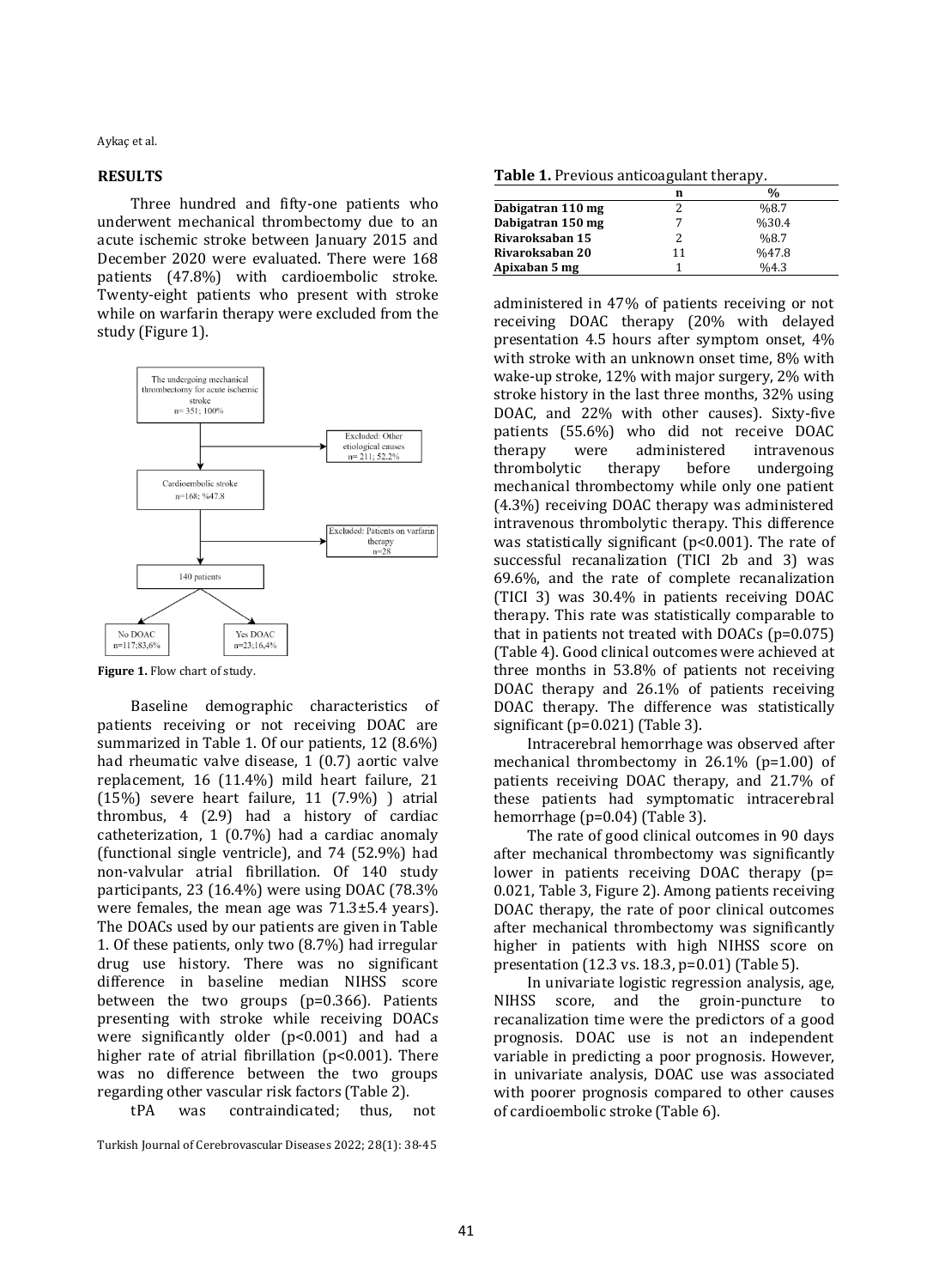## RESULTS

Three hundred and fifty-one patients who underwent mechanical thrombectomy due to an acute ischemic stroke between January 2015 and December 2020 were evaluated. There were 168 patients (47.8%) with cardioembolic stroke. Twenty-eight patients who present with stroke while on warfarin therapy were excluded from the study (Figure 1).

The undergoing mechanical thrombectomy for acute ischemic stroke n= 351; 100%

Excluded: Other etiological causes n= 211; 52.2%

Cardioembolic stroke n=168; %47.8

Excluded: Patients on varfarin therapy n=28

140 patients

No DOAC n=117;83,6%

Yes DOAC n=23;16,4%

**Figure 1.** Flow chart of study.

Baseline demographic characteristics of patients receiving or not receiving DOAC are summarized in Table 1. Of our patients, 12 (8.6%) had rheumatic valve disease, 1 (0.7) aortic valve replacement, 16 (11.4%) mild heart failure, 21 (15%) severe heart failure, 11 (7.9%) ) atrial thrombus, 4 (2.9) had a history of cardiac catheterization, 1 (0.7%) had a cardiac anomaly (functional single ventricle), and 74 (52.9%) had non-valvular atrial fibrillation. Of 140 study participants, 23 (16.4%) were using DOAC (78.3% were females, the mean age was 71.3±5.4 years). The DOACs used by our patients are given in Table 1. Of these patients, only two (8.7%) had irregular drug use history. There was no significant difference in baseline median NIHSS score between the two groups (p=0.366). Patients presenting with stroke while receiving DOACs were significantly older (p<0.001) and had a higher rate of atrial fibrillation (p<0.001). There was no difference between the two groups regarding other vascular risk factors (Table 2).

tPA was contraindicated; thus, not administered in 47% of patients receiving or not receiving DOAC therapy (20% with delayed presentation 4.5 hours after symptom onset, 4% with stroke with an unknown onset time, 8% with wake-up stroke, 12% with major surgery, 2% with stroke history in the last three months, 32% using DOAC, and 22% with other causes). Sixty-five patients (55.6%) who did not receive DOAC therapy were administered intravenous thrombolytic therapy before undergoing mechanical thrombectomy while only one patient (4.3%) receiving DOAC therapy was administered intravenous thrombolytic therapy. This difference was statistically significant (p<0.001). The rate of successful recanalization (TICI 2b and 3) was 69.6%, and the rate of complete recanalization (TICI 3) was 30.4% in patients receiving DOAC therapy. This rate was statistically comparable to that in patients not treated with DOACs (p=0.075) (Table 4). Good clinical outcomes were achieved at three months in 53.8% of patients not receiving DOAC therapy and 26.1% of patients receiving DOAC therapy. The difference was statistically significant (p=0.021) (Table 3).

**Table 1.** Previous anticoagulant therapy.

| | n | % |
|---|---|---|
| **Dabigatran 110 mg** | 2 | %8.7 |
| **Dabigatran 150 mg** | 7 | %30.4 |
| **Rivaroksaban 15** | 2 | %8.7 |
| **Rivaroksaban 20** | 11 | %47.8 |
| **Apixaban 5 mg** | 1 | %4.3 |

Intracerebral hemorrhage was observed after mechanical thrombectomy in 26.1% (p=1.00) of patients receiving DOAC therapy, and 21.7% of these patients had symptomatic intracerebral hemorrhage (p=0.04) (Table 3).

The rate of good clinical outcomes in 90 days after mechanical thrombectomy was significantly lower in patients receiving DOAC therapy (p= 0.021, Table 3, Figure 2). Among patients receiving DOAC therapy, the rate of poor clinical outcomes after mechanical thrombectomy was significantly higher in patients with high NIHSS score on presentation (12.3 vs. 18.3, p=0.01) (Table 5).

In univariate logistic regression analysis, age, NIHSS score, and the groin-puncture to recanalization time were the predictors of a good prognosis. DOAC use is not an independent variable in predicting a poor prognosis. However, in univariate analysis, DOAC use was associated with poorer prognosis compared to other causes of cardioembolic stroke (Table 6).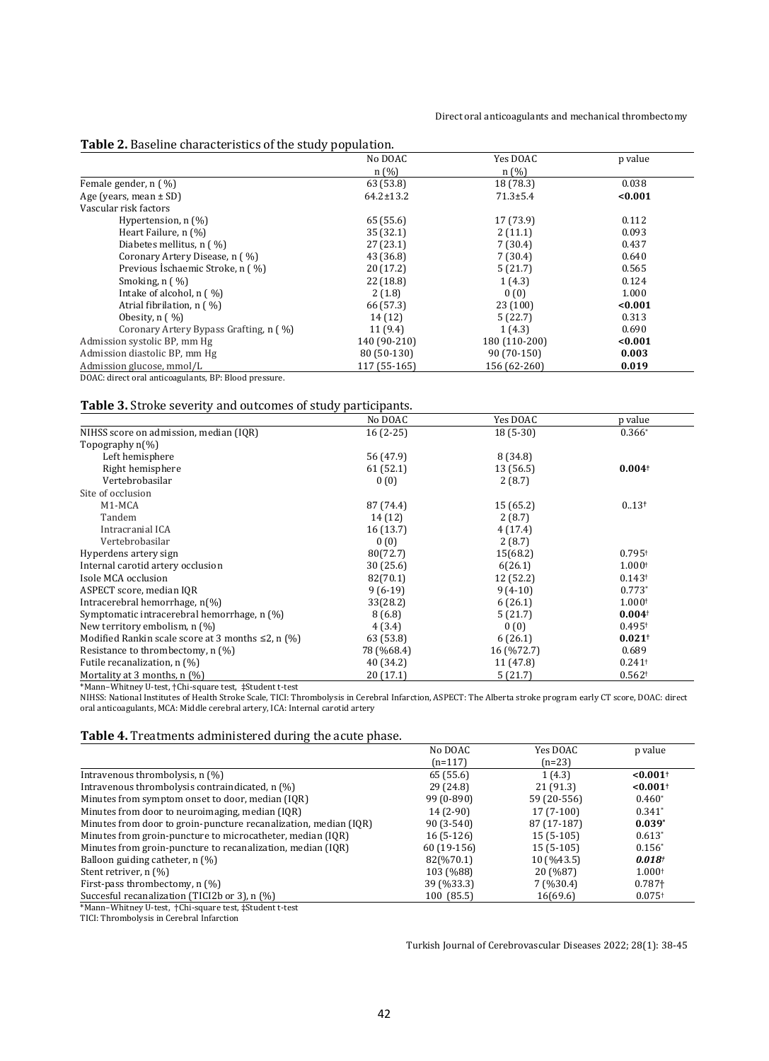**Table 2.** Baseline characteristics of the study population.

| | No DOAC n (%) | Yes DOAC n (%) | p value |
|---|---|---|---|
| Female gender, n ( %) | 63 (53.8) | 18 (78.3) | 0.038 |
| Age (years, mean ± SD) | 64.2±13.2 | 71.3±5.4 | **<0.001** |
| Vascular risk factors | | | |
| Hypertension, n (%) | 65 (55.6) | 17 (73.9) | 0.112 |
| Heart Failure, n (%) | 35 (32.1) | 2 (11.1) | 0.093 |
| Diabetes mellitus, n ( %) | 27 (23.1) | 7 (30.4) | 0.437 |
| Coronary Artery Disease, n ( %) | 43 (36.8) | 7 (30.4) | 0.640 |
| Previous İschaemic Stroke, n ( %) | 20 (17.2) | 5 (21.7) | 0.565 |
| Smoking, n ( %) | 22 (18.8) | 1 (4.3) | 0.124 |
| Intake of alcohol, n ( %) | 2 (1.8) | 0 (0) | 1.000 |
| Atrial fibrilation, n ( %) | 66 (57.3) | 23 (100) | **<0.001** |
| Obesity, n ( %) | 14 (12) | 5 (22.7) | 0.313 |
| Coronary Artery Bypass Grafting, n ( %) | 11 (9.4) | 1 (4.3) | 0.690 |
| Admission systolic BP, mm Hg | 140 (90-210) | 180 (110-200) | **<0.001** |
| Admission diastolic BP, mm Hg | 80 (50-130) | 90 (70-150) | **0.003** |
| Admission glucose, mmol/L | 117 (55-165) | 156 (62-260) | **0.019** |

DOAC: direct oral anticoagulants, BP: Blood pressure.

**Table 3.** Stroke severity and outcomes of study participants.

| | No DOAC | Yes DOAC | p value |
|---|---|---|---|
| NIHSS score on admission, median (IQR) | 16 (2-25) | 18 (5-30) | 0.366* |
| Topography n(%) | | | |
| Left hemisphere | 56 (47.9) | 8 (34.8) | |
| Right hemisphere | 61 (52.1) | 13 (56.5) | **0.004†** |
| Vertebrobasilar | 0 (0) | 2 (8.7) | |
| Site of occlusion | | | |
| M1-MCA | 87 (74.4) | 15 (65.2) | 0..13† |
| Tandem | 14 (12) | 2 (8.7) | |
| Intracranial ICA | 16 (13.7) | 4 (17.4) | |
| Vertebrobasilar | 0 (0) | 2 (8.7) | |
| Hyperdens artery sign | 80(72.7) | 15(68.2) | 0.795† |
| Internal carotid artery occlusion | 30 (25.6) | 6(26.1) | 1.000† |
| Isole MCA occlusion | 82(70.1) | 12 (52.2) | 0.143† |
| ASPECT score, median IQR | 9 (6-19) | 9 (4-10) | 0.773* |
| Intracerebral hemorrhage, n(%) | 33(28.2) | 6 (26.1) | 1.000† |
| Symptomatic intracerebral hemorrhage, n (%) | 8 (6.8) | 5 (21.7) | **0.004†** |
| New territory embolism, n (%) | 4 (3.4) | 0 (0) | 0.495† |
| Modified Rankin scale score at 3 months ≤2, n (%) | 63 (53.8) | 6 (26.1) | **0.021†** |
| Resistance to thrombectomy, n (%) | 78 (%68.4) | 16 (%72.7) | 0.689 |
| Futile recanalization, n (%) | 40 (34.2) | 11 (47.8) | 0.241† |
| Mortality at 3 months, n (%) | 20 (17.1) | 5 (21.7) | 0.562† |

*Mann–Whitney U-test, †Chi-square test, ‡Student t-test

NIHSS: National Institutes of Health Stroke Scale, TICI: Thrombolysis in Cerebral Infarction, ASPECT: The Alberta stroke program early CT score, DOAC: direct oral anticoagulants, MCA: Middle cerebral artery, ICA: Internal carotid artery

**Table 4.** Treatments administered during the acute phase.

| | No DOAC (n=117) | Yes DOAC (n=23) | p value |
|---|---|---|---|
| Intravenous thrombolysis, n (%) | 65 (55.6) | 1 (4.3) | **<0.001†** |
| Intravenous thrombolysis contraindicated, n (%) | 29 (24.8) | 21 (91.3) | **<0.001†** |
| Minutes from symptom onset to door, median (IQR) | 99 (0-890) | 59 (20-556) | 0.460* |
| Minutes from door to neuroimaging, median (IQR) | 14 (2-90) | 17 (7-100) | 0.341* |
| Minutes from door to groin-puncture recanalization, median (IQR) | 90 (3-540) | 87 (17-187) | **0.039*** |
| Minutes from groin-puncture to microcatheter, median (IQR) | 16 (5-126) | 15 (5-105) | 0.613* |
| Minutes from groin-puncture to recanalization, median (IQR) | 60 (19-156) | 15 (5-105) | 0.156* |
| Balloon guiding catheter, n (%) | 82(%70.1) | 10 (%43.5) | ***0.018†*** |
| Stent retriver, n (%) | 103 (%88) | 20 (%87) | 1.000† |
| First-pass thrombectomy, n (%) | 39 (%33.3) | 7 (%30.4) | 0.787† |
| Succesful recanalization (TICI2b or 3), n (%) | 100 (85.5) | 16(69.6) | 0.075† |

*Mann–Whitney U-test, †Chi-square test, ‡Student t-test

TICI: Thrombolysis in Cerebral Infarction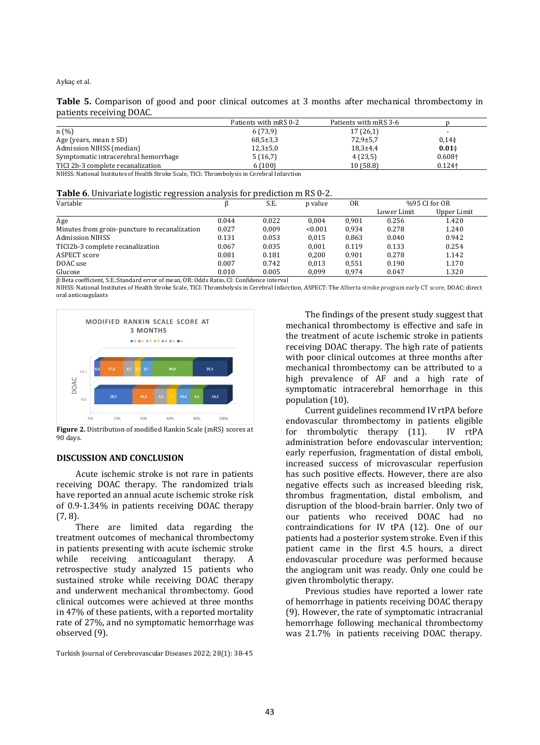**Table 5.** Comparison of good and poor clinical outcomes at 3 months after mechanical thrombectomy in patients receiving DOAC.

| | Patients with mRS 0-2 | Patients with mRS 3-6 | p |
|---|---|---|---|
| n (%) | 6 (73,9) | 17 (26,1) | - |
| Age (years, mean ± SD) | 68,5±3,3 | 72,9±5,7 | 0,14‡ |
| Admission NIHSS (median) | 12,3±5,0 | 18,3±4,4 | **0.01‡** |
| Symptomatic intracerebral hemorrhage | 5 (16,7) | 4 (23,5) | 0.608† |
| TICI 2b-3 complete recanalization | 6 (100) | 10 (58.8) | 0.124† |

NIHSS: National Institutes of Health Stroke Scale, TICI: Thrombolysis in Cerebral Infarction

**Table 6**. Univariate logistic regression analysis for prediction m RS 0-2.

| Variable | β | S.E. | p value | OR | %95 CI for OR | |
|---|---|---|---|---|---|---|
| | | | | | Lower Limit | Upper Limit |
| Age | 0.044 | 0.022 | 0,004 | 0,901 | 0.256 | 1.420 |
| Minutes from groin-puncture to recanalization | 0.027 | 0,009 | <0.001 | 0,934 | 0.278 | 1.240 |
| Admission NIHSS | 0.131 | 0.053 | 0,015 | 0.863 | 0.040 | 0.942 |
| TICI2b-3 complete recanalization | 0.067 | 0.035 | 0,001 | 0.119 | 0.133 | 0.254 |
| ASPECT score | 0.081 | 0.181 | 0,200 | 0.901 | 0.278 | 1.142 |
| DOAC use | 0.007 | 0.742 | 0,013 | 0,551 | 0.190 | 1.170 |
| Glucose | 0.010 | 0.005 | 0,099 | 0,974 | 0.047 | 1.320 |

β:Beta coefficient, S.E.:Standard error of mean, OR: Odds Ratio, CI: Confidence interval
NIHSS: National Institutes of Health Stroke Scale, TICI: Thrombolysis in Cerebral Infarction, ASPECT: The Alberta stroke program early CT score, DOAC: direct oral anticoagulants

**Figure 2.** Distribution of modified Rankin Scale (mRS) scores at 90 days.

## DISCUSSION AND CONCLUSION

Acute ischemic stroke is not rare in patients receiving DOAC therapy. The randomized trials have reported an annual acute ischemic stroke risk of 0.9-1.34% in patients receiving DOAC therapy (7, 8).

There are limited data regarding the treatment outcomes of mechanical thrombectomy in patients presenting with acute ischemic stroke while receiving anticoagulant therapy. A retrospective study analyzed 15 patients who sustained stroke while receiving DOAC therapy and underwent mechanical thrombectomy. Good clinical outcomes were achieved at three months in 47% of these patients, with a reported mortality rate of 27%, and no symptomatic hemorrhage was observed (9).

The findings of the present study suggest that mechanical thrombectomy is effective and safe in the treatment of acute ischemic stroke in patients receiving DOAC therapy. The high rate of patients with poor clinical outcomes at three months after mechanical thrombectomy can be attributed to a high prevalence of AF and a high rate of symptomatic intracerebral hemorrhage in this population (10).

Current guidelines recommend IV rtPA before endovascular thrombectomy in patients eligible for thrombolytic therapy (11). IV rtPA administration before endovascular intervention; early reperfusion, fragmentation of distal emboli, increased success of microvascular reperfusion has such positive effects. However, there are also negative effects such as increased bleeding risk, thrombus fragmentation, distal embolism, and disruption of the blood-brain barrier. Only two of our patients who received DOAC had no contraindications for IV tPA (12). One of our patients had a posterior system stroke. Even if this patient came in the first 4.5 hours, a direct endovascular procedure was performed because the angiogram unit was ready. Only one could be given thrombolytic therapy.

Previous studies have reported a lower rate of hemorrhage in patients receiving DOAC therapy (9). However, the rate of symptomatic intracranial hemorrhage following mechanical thrombectomy was 21.7% in patients receiving DOAC therapy.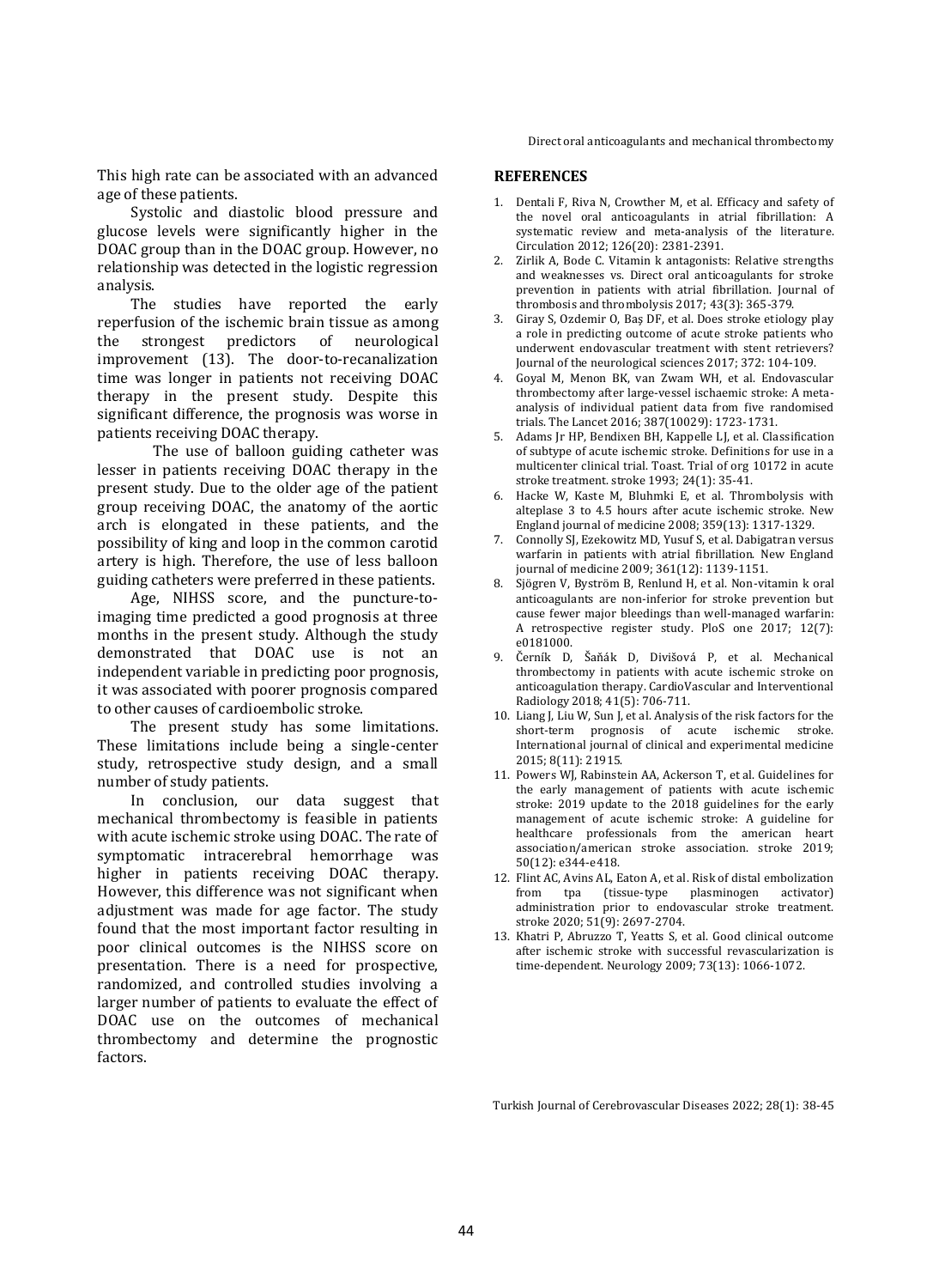This high rate can be associated with an advanced age of these patients.

Systolic and diastolic blood pressure and glucose levels were significantly higher in the DOAC group than in the DOAC group. However, no relationship was detected in the logistic regression analysis.

The studies have reported the early reperfusion of the ischemic brain tissue as among the strongest predictors of neurological improvement (13). The door-to-recanalization time was longer in patients not receiving DOAC therapy in the present study. Despite this significant difference, the prognosis was worse in patients receiving DOAC therapy.

The use of balloon guiding catheter was lesser in patients receiving DOAC therapy in the present study. Due to the older age of the patient group receiving DOAC, the anatomy of the aortic arch is elongated in these patients, and the possibility of king and loop in the common carotid artery is high. Therefore, the use of less balloon guiding catheters were preferred in these patients.

Age, NIHSS score, and the puncture-to-imaging time predicted a good prognosis at three months in the present study. Although the study demonstrated that DOAC use is not an independent variable in predicting poor prognosis, it was associated with poorer prognosis compared to other causes of cardioembolic stroke.

The present study has some limitations. These limitations include being a single-center study, retrospective study design, and a small number of study patients.

In conclusion, our data suggest that mechanical thrombectomy is feasible in patients with acute ischemic stroke using DOAC. The rate of symptomatic intracerebral hemorrhage was higher in patients receiving DOAC therapy. However, this difference was not significant when adjustment was made for age factor. The study found that the most important factor resulting in poor clinical outcomes is the NIHSS score on presentation. There is a need for prospective, randomized, and controlled studies involving a larger number of patients to evaluate the effect of DOAC use on the outcomes of mechanical thrombectomy and determine the prognostic factors.

## REFERENCES

1. Dentali F, Riva N, Crowther M, et al. Efficacy and safety of the novel oral anticoagulants in atrial fibrillation: A systematic review and meta-analysis of the literature. Circulation 2012; 126(20): 2381-2391.
2. Zirlik A, Bode C. Vitamin k antagonists: Relative strengths and weaknesses vs. Direct oral anticoagulants for stroke prevention in patients with atrial fibrillation. Journal of thrombosis and thrombolysis 2017; 43(3): 365-379.
3. Giray S, Ozdemir O, Baş DF, et al. Does stroke etiology play a role in predicting outcome of acute stroke patients who underwent endovascular treatment with stent retrievers? Journal of the neurological sciences 2017; 372: 104-109.
4. Goyal M, Menon BK, van Zwam WH, et al. Endovascular thrombectomy after large-vessel ischaemic stroke: A meta-analysis of individual patient data from five randomised trials. The Lancet 2016; 387(10029): 1723-1731.
5. Adams Jr HP, Bendixen BH, Kappelle LJ, et al. Classification of subtype of acute ischemic stroke. Definitions for use in a multicenter clinical trial. Toast. Trial of org 10172 in acute stroke treatment. stroke 1993; 24(1): 35-41.
6. Hacke W, Kaste M, Bluhmki E, et al. Thrombolysis with alteplase 3 to 4.5 hours after acute ischemic stroke. New England journal of medicine 2008; 359(13): 1317-1329.
7. Connolly SJ, Ezekowitz MD, Yusuf S, et al. Dabigatran versus warfarin in patients with atrial fibrillation. New England journal of medicine 2009; 361(12): 1139-1151.
8. Sjögren V, Byström B, Renlund H, et al. Non-vitamin k oral anticoagulants are non-inferior for stroke prevention but cause fewer major bleedings than well-managed warfarin: A retrospective register study. PloS one 2017; 12(7): e0181000.
9. Černík D, Šaňák D, Divišová P, et al. Mechanical thrombectomy in patients with acute ischemic stroke on anticoagulation therapy. CardioVascular and Interventional Radiology 2018; 41(5): 706-711.
10. Liang J, Liu W, Sun J, et al. Analysis of the risk factors for the short-term prognosis of acute ischemic stroke. International journal of clinical and experimental medicine 2015; 8(11): 21915.
11. Powers WJ, Rabinstein AA, Ackerson T, et al. Guidelines for the early management of patients with acute ischemic stroke: 2019 update to the 2018 guidelines for the early management of acute ischemic stroke: A guideline for healthcare professionals from the american heart association/american stroke association. stroke 2019; 50(12): e344-e418.
12. Flint AC, Avins AL, Eaton A, et al. Risk of distal embolization from tpa (tissue-type plasminogen activator) administration prior to endovascular stroke treatment. stroke 2020; 51(9): 2697-2704.
13. Khatri P, Abruzzo T, Yeatts S, et al. Good clinical outcome after ischemic stroke with successful revascularization is time-dependent. Neurology 2009; 73(13): 1066-1072.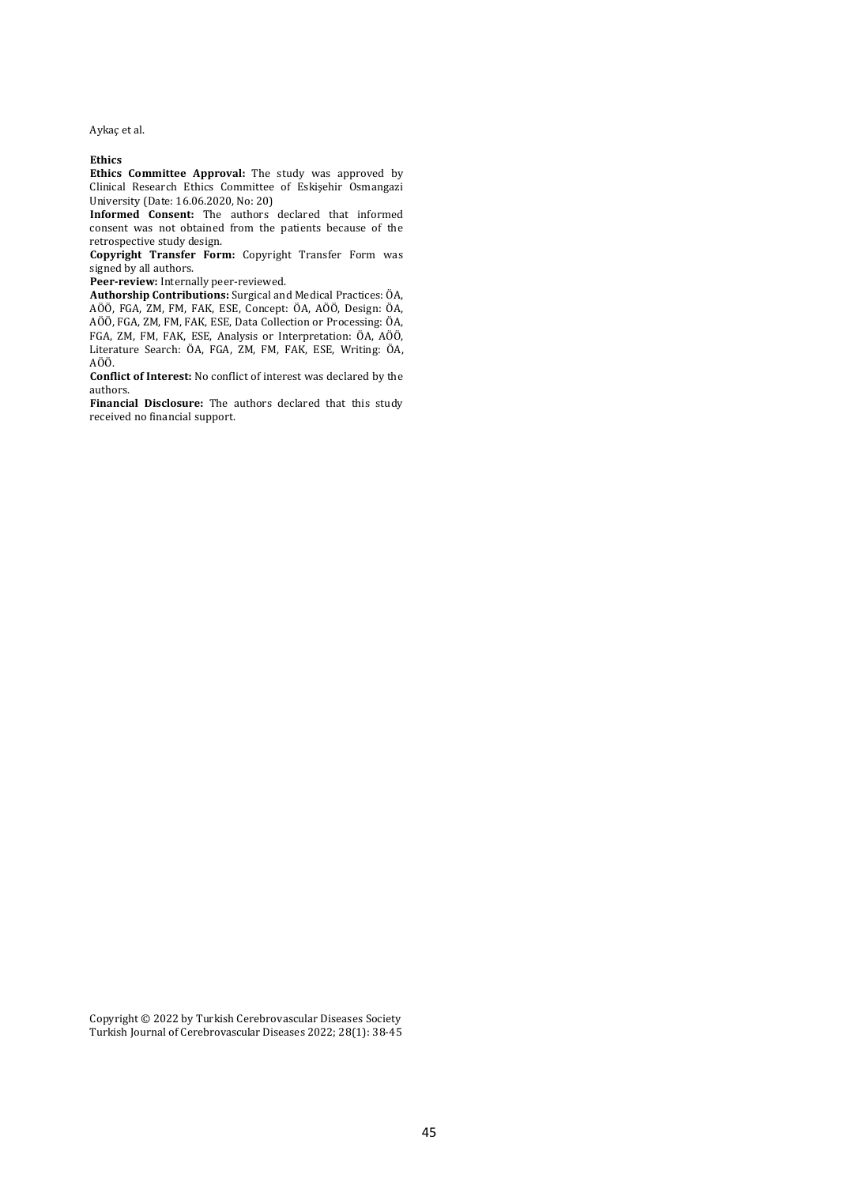**Ethics**

**Ethics Committee Approval:** The study was approved by Clinical Research Ethics Committee of Eskişehir Osmangazi University (Date: 16.06.2020, No: 20)

**Informed Consent:** The authors declared that informed consent was not obtained from the patients because of the retrospective study design.

**Copyright Transfer Form:** Copyright Transfer Form was signed by all authors.

**Peer-review:** Internally peer-reviewed.

**Authorship Contributions:** Surgical and Medical Practices: ÖA, AÖÖ, FGA, ZM, FM, FAK, ESE, Concept: ÖA, AÖÖ, Design: ÖA, AÖÖ, FGA, ZM, FM, FAK, ESE, Data Collection or Processing: ÖA, FGA, ZM, FM, FAK, ESE, Analysis or Interpretation: ÖA, AÖÖ, Literature Search: ÖA, FGA, ZM, FM, FAK, ESE, Writing: ÖA, AÖÖ.

**Conflict of Interest:** No conflict of interest was declared by the authors.

**Financial Disclosure:** The authors declared that this study received no financial support.